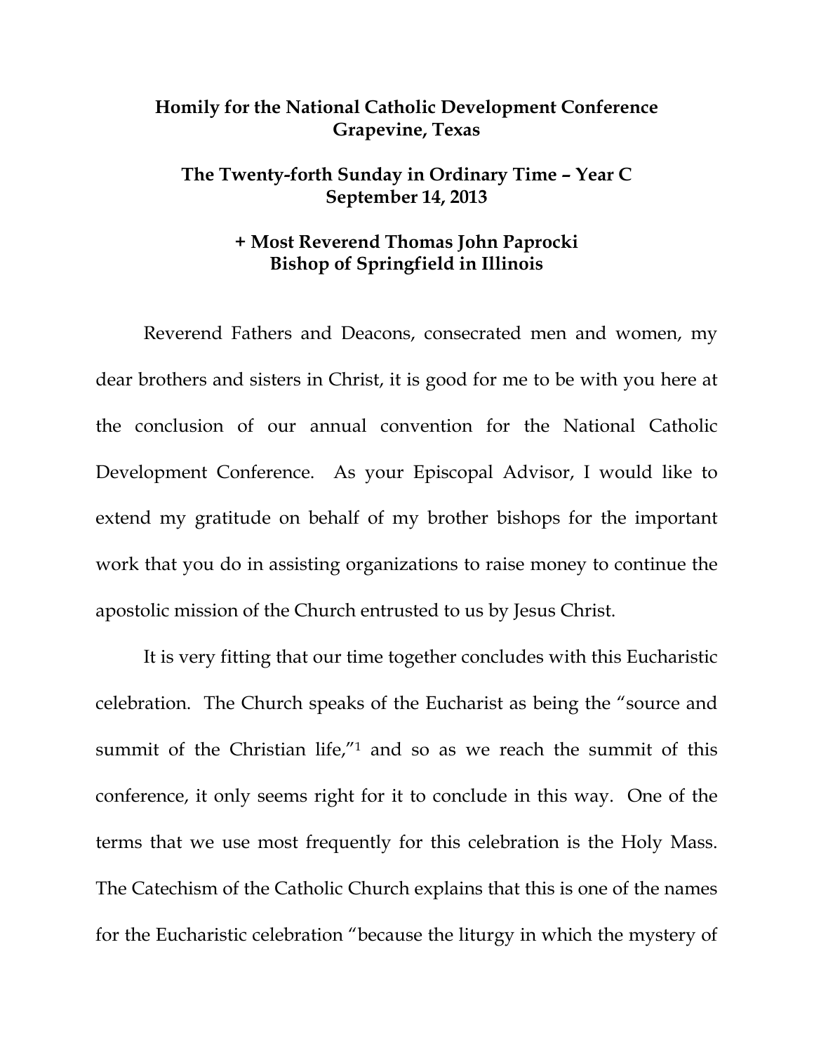**Homily for the National Catholic Development Conference**
**Grapevine, Texas**

**The Twenty-forth Sunday in Ordinary Time – Year C**
**September 14, 2013**

**+ Most Reverend Thomas John Paprocki**
**Bishop of Springfield in Illinois**

Reverend Fathers and Deacons, consecrated men and women, my dear brothers and sisters in Christ, it is good for me to be with you here at the conclusion of our annual convention for the National Catholic Development Conference. As your Episcopal Advisor, I would like to extend my gratitude on behalf of my brother bishops for the important work that you do in assisting organizations to raise money to continue the apostolic mission of the Church entrusted to us by Jesus Christ.

It is very fitting that our time together concludes with this Eucharistic celebration. The Church speaks of the Eucharist as being the "source and summit of the Christian life,"[1] and so as we reach the summit of this conference, it only seems right for it to conclude in this way. One of the terms that we use most frequently for this celebration is the Holy Mass. The Catechism of the Catholic Church explains that this is one of the names for the Eucharistic celebration "because the liturgy in which the mystery of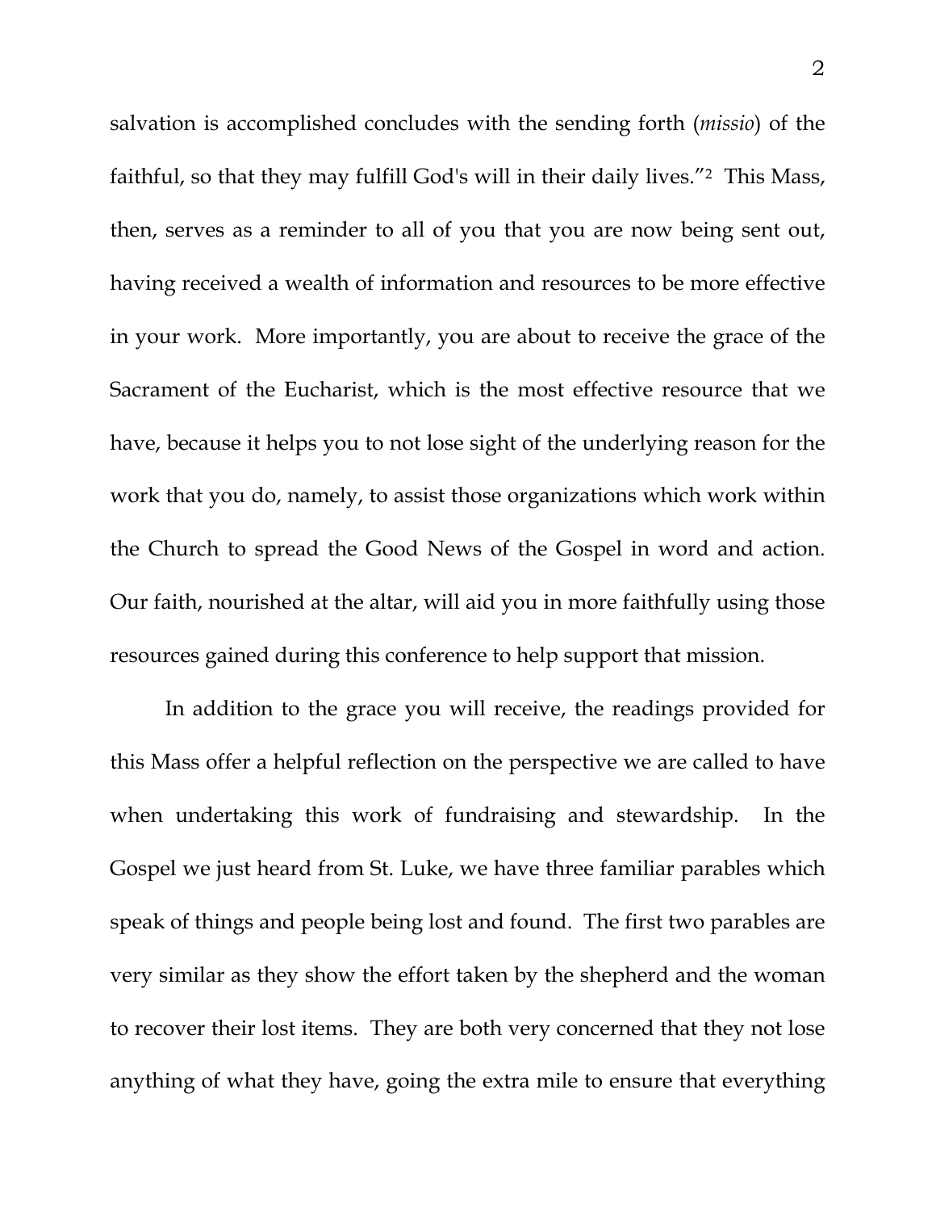salvation is accomplished concludes with the sending forth (*missio*) of the faithful, so that they may fulfill God's will in their daily lives."[2] This Mass, then, serves as a reminder to all of you that you are now being sent out, having received a wealth of information and resources to be more effective in your work. More importantly, you are about to receive the grace of the Sacrament of the Eucharist, which is the most effective resource that we have, because it helps you to not lose sight of the underlying reason for the work that you do, namely, to assist those organizations which work within the Church to spread the Good News of the Gospel in word and action. Our faith, nourished at the altar, will aid you in more faithfully using those resources gained during this conference to help support that mission.

In addition to the grace you will receive, the readings provided for this Mass offer a helpful reflection on the perspective we are called to have when undertaking this work of fundraising and stewardship. In the Gospel we just heard from St. Luke, we have three familiar parables which speak of things and people being lost and found. The first two parables are very similar as they show the effort taken by the shepherd and the woman to recover their lost items. They are both very concerned that they not lose anything of what they have, going the extra mile to ensure that everything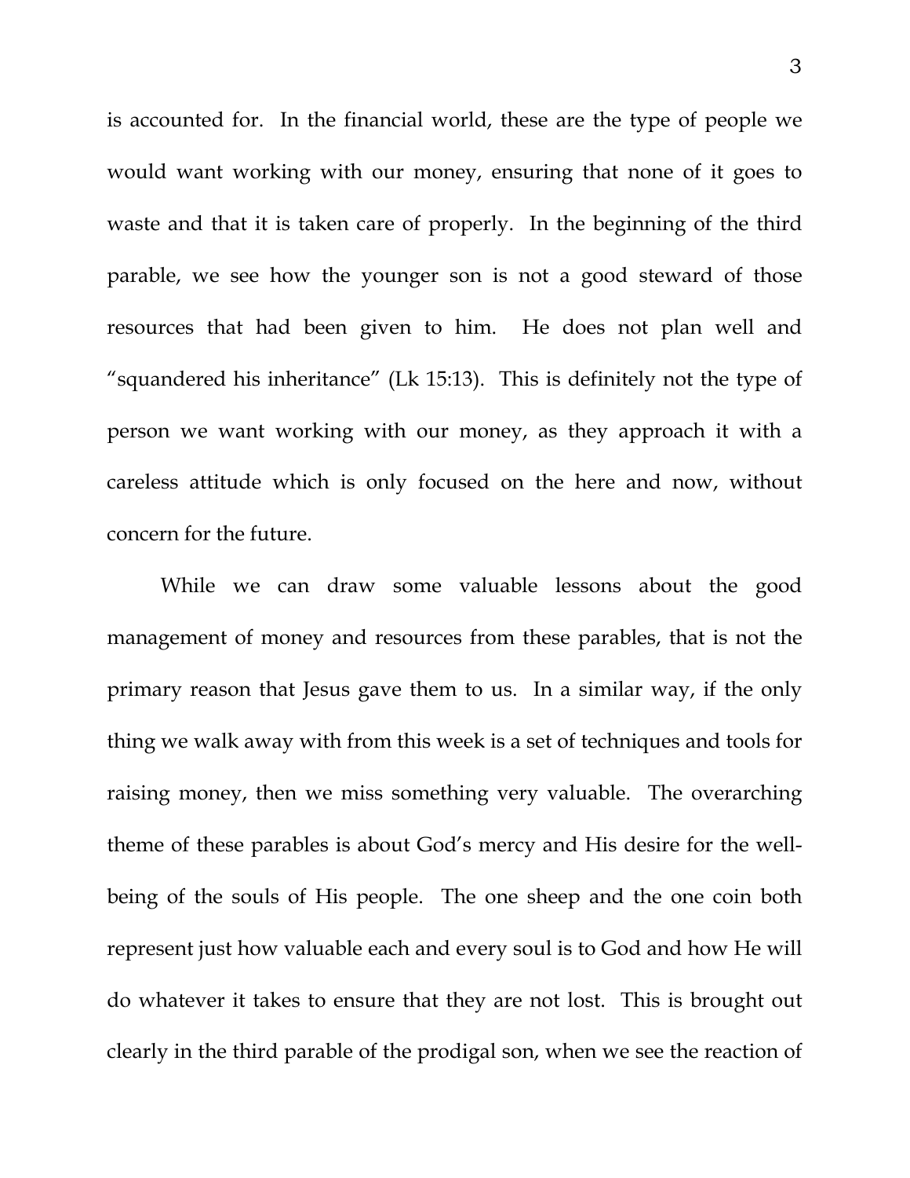is accounted for. In the financial world, these are the type of people we would want working with our money, ensuring that none of it goes to waste and that it is taken care of properly. In the beginning of the third parable, we see how the younger son is not a good steward of those resources that had been given to him. He does not plan well and "squandered his inheritance" (Lk 15:13). This is definitely not the type of person we want working with our money, as they approach it with a careless attitude which is only focused on the here and now, without concern for the future.

While we can draw some valuable lessons about the good management of money and resources from these parables, that is not the primary reason that Jesus gave them to us. In a similar way, if the only thing we walk away with from this week is a set of techniques and tools for raising money, then we miss something very valuable. The overarching theme of these parables is about God's mercy and His desire for the well-being of the souls of His people. The one sheep and the one coin both represent just how valuable each and every soul is to God and how He will do whatever it takes to ensure that they are not lost. This is brought out clearly in the third parable of the prodigal son, when we see the reaction of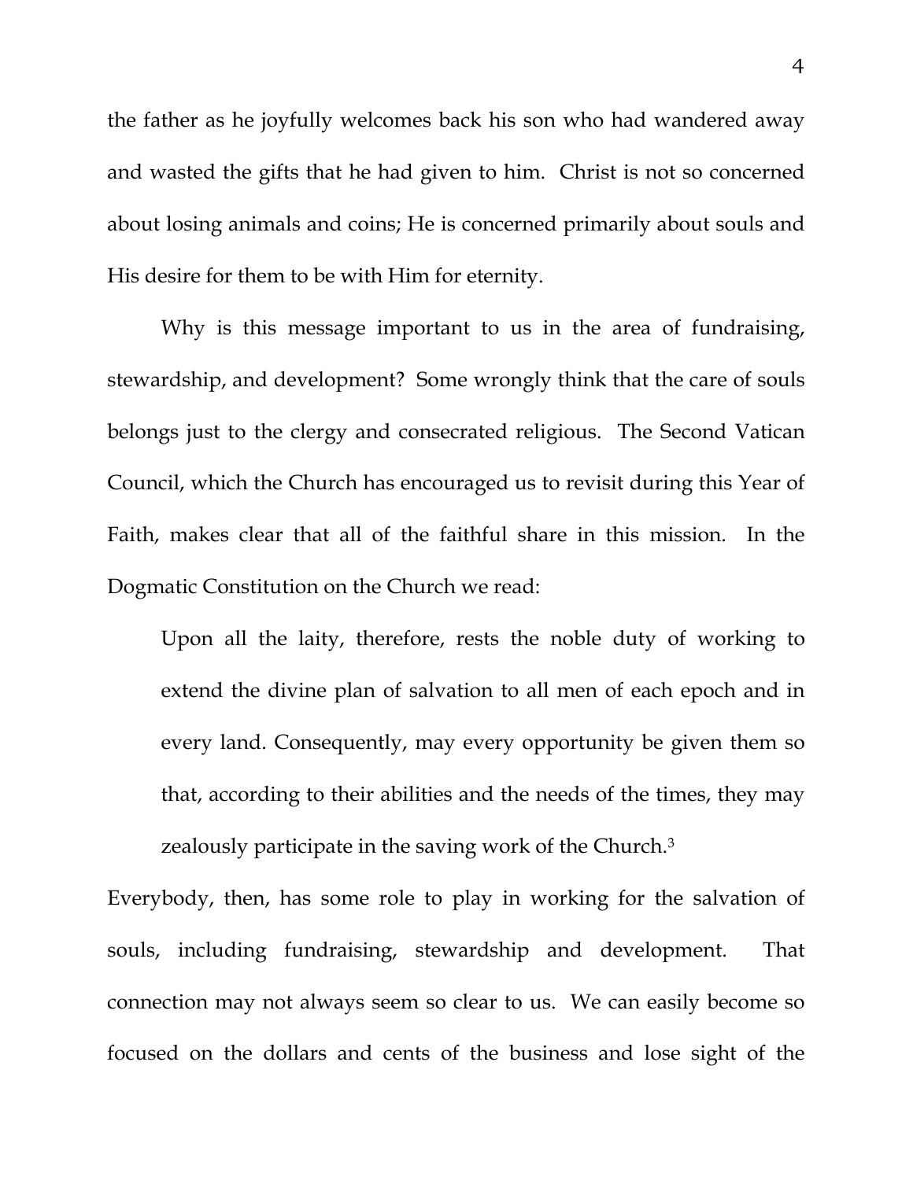the father as he joyfully welcomes back his son who had wandered away and wasted the gifts that he had given to him. Christ is not so concerned about losing animals and coins; He is concerned primarily about souls and His desire for them to be with Him for eternity.

Why is this message important to us in the area of fundraising, stewardship, and development? Some wrongly think that the care of souls belongs just to the clergy and consecrated religious. The Second Vatican Council, which the Church has encouraged us to revisit during this Year of Faith, makes clear that all of the faithful share in this mission. In the Dogmatic Constitution on the Church we read:

> Upon all the laity, therefore, rests the noble duty of working to extend the divine plan of salvation to all men of each epoch and in every land. Consequently, may every opportunity be given them so that, according to their abilities and the needs of the times, they may zealously participate in the saving work of the Church.[3]

Everybody, then, has some role to play in working for the salvation of souls, including fundraising, stewardship and development. That connection may not always seem so clear to us. We can easily become so focused on the dollars and cents of the business and lose sight of the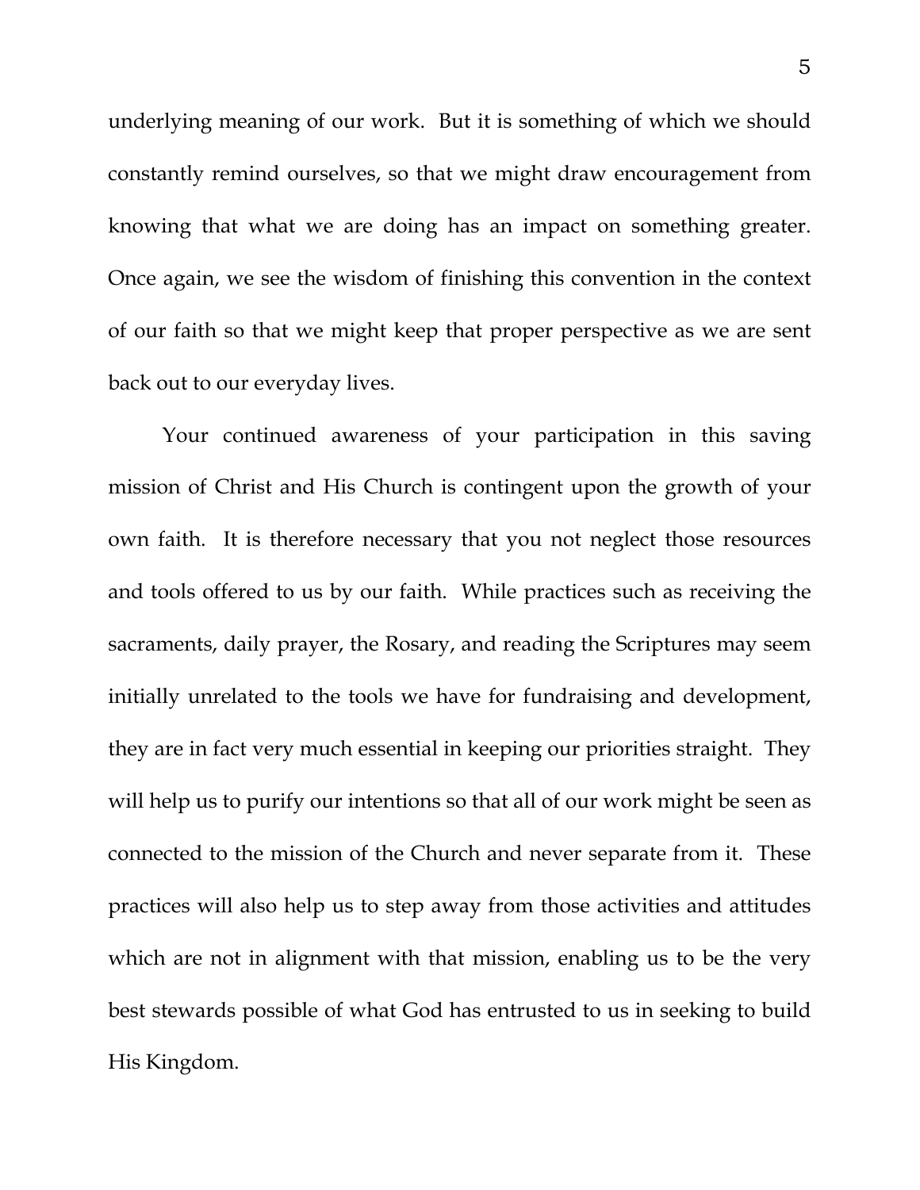underlying meaning of our work. But it is something of which we should constantly remind ourselves, so that we might draw encouragement from knowing that what we are doing has an impact on something greater. Once again, we see the wisdom of finishing this convention in the context of our faith so that we might keep that proper perspective as we are sent back out to our everyday lives.

Your continued awareness of your participation in this saving mission of Christ and His Church is contingent upon the growth of your own faith. It is therefore necessary that you not neglect those resources and tools offered to us by our faith. While practices such as receiving the sacraments, daily prayer, the Rosary, and reading the Scriptures may seem initially unrelated to the tools we have for fundraising and development, they are in fact very much essential in keeping our priorities straight. They will help us to purify our intentions so that all of our work might be seen as connected to the mission of the Church and never separate from it. These practices will also help us to step away from those activities and attitudes which are not in alignment with that mission, enabling us to be the very best stewards possible of what God has entrusted to us in seeking to build His Kingdom.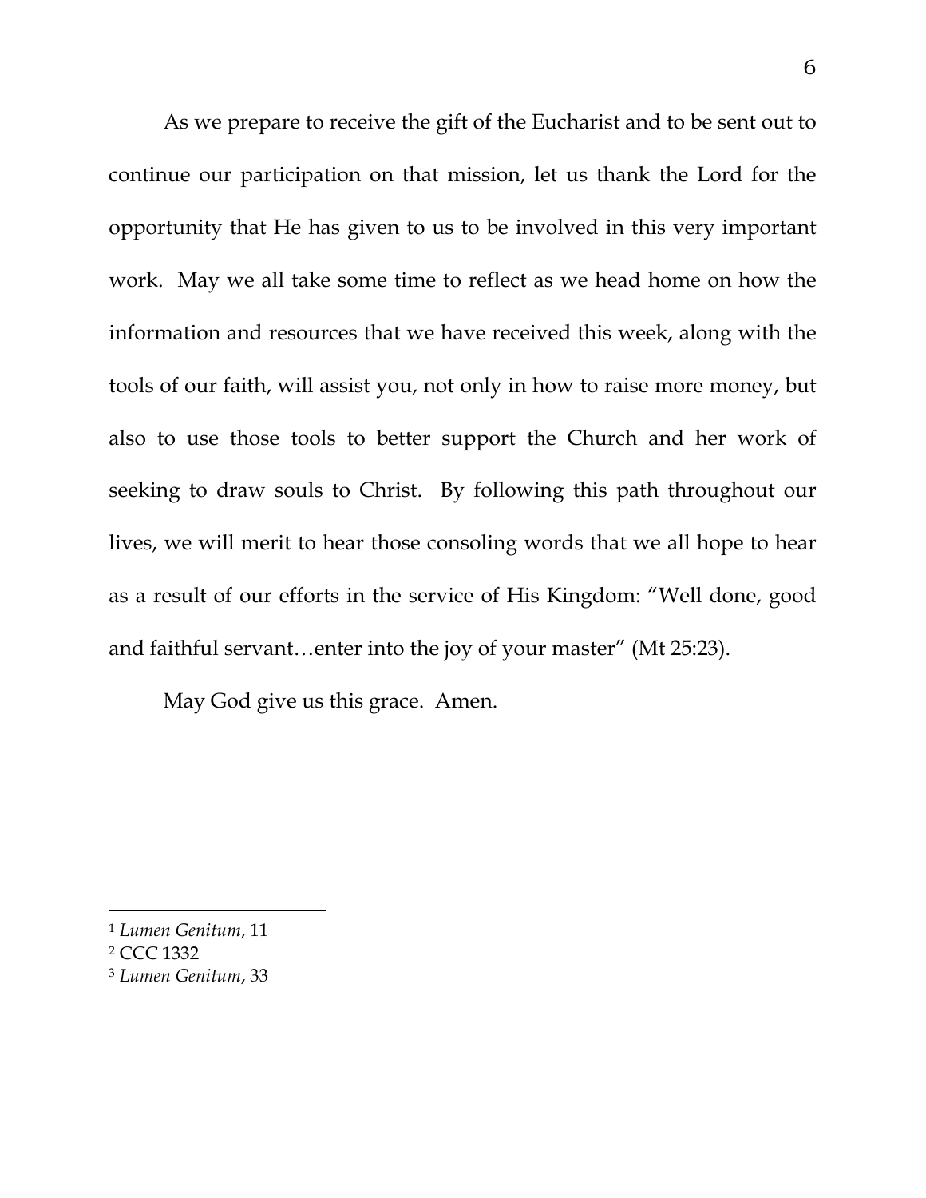As we prepare to receive the gift of the Eucharist and to be sent out to continue our participation on that mission, let us thank the Lord for the opportunity that He has given to us to be involved in this very important work. May we all take some time to reflect as we head home on how the information and resources that we have received this week, along with the tools of our faith, will assist you, not only in how to raise more money, but also to use those tools to better support the Church and her work of seeking to draw souls to Christ. By following this path throughout our lives, we will merit to hear those consoling words that we all hope to hear as a result of our efforts in the service of His Kingdom: "Well done, good and faithful servant…enter into the joy of your master" (Mt 25:23).

May God give us this grace. Amen.

---

[1] *Lumen Genitum*, 11

[2] CCC 1332

[3] *Lumen Genitum*, 33